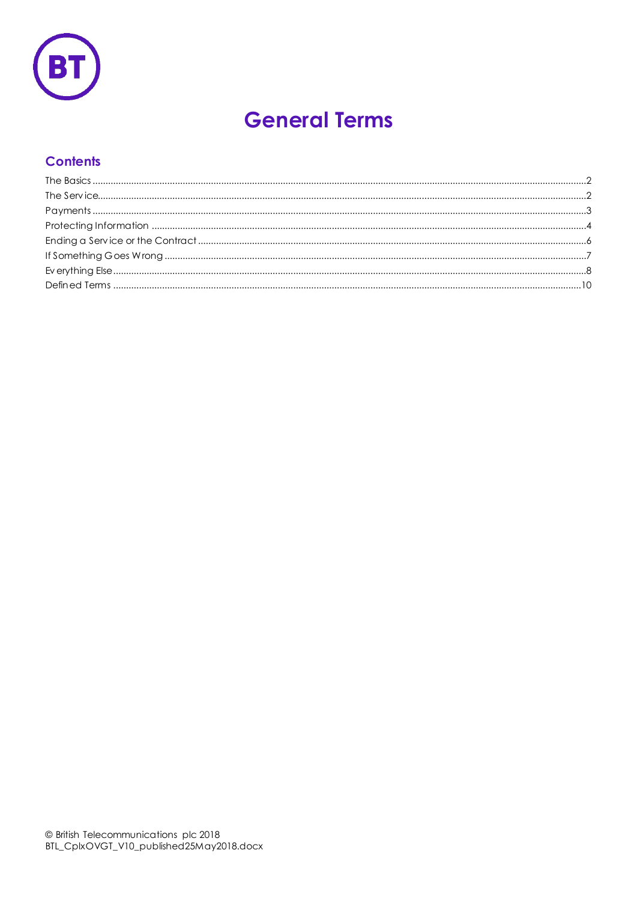# General Terms

## Contents

The Basics .......... 2
The Service .......... 2
Payments .......... 3
Protecting Information .......... 4
Ending a Service or the Contract .......... 6
If Something Goes Wrong .......... 7
Everything Else .......... 8
Defined Terms .......... 10

© British Telecommunications plc 2018
BTL_CplxOVGT_V10_published25May2018.docx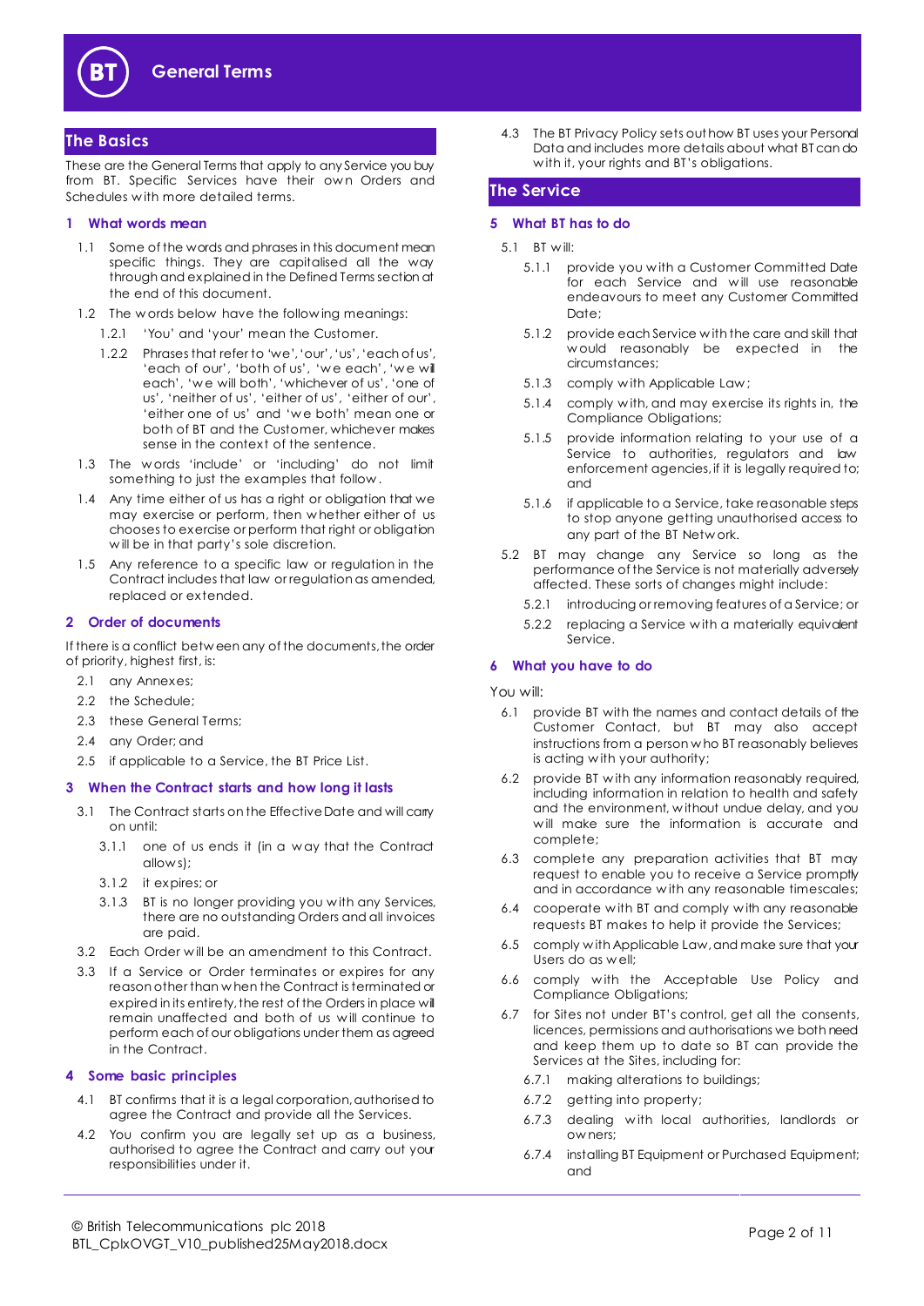# General Terms

## The Basics

These are the General Terms that apply to any Service you buy from BT. Specific Services have their own Orders and Schedules with more detailed terms.

### 1 What words mean

1.1 Some of the words and phrases in this document mean specific things. They are capitalised all the way through and explained in the Defined Terms section at the end of this document.

1.2 The words below have the following meanings:

1.2.1 'You' and 'your' mean the Customer.

1.2.2 Phrases that refer to 'we', 'our', 'us', 'each of us', 'each of our', 'both of us', 'we each', 'we will each', 'we will both', 'whichever of us', 'one of us', 'neither of us', 'either of us', 'either of our', 'either one of us' and 'we both' mean one or both of BT and the Customer, whichever makes sense in the context of the sentence.

1.3 The words 'include' or 'including' do not limit something to just the examples that follow.

1.4 Any time either of us has a right or obligation that we may exercise or perform, then whether either of us chooses to exercise or perform that right or obligation will be in that party's sole discretion.

1.5 Any reference to a specific law or regulation in the Contract includes that law or regulation as amended, replaced or extended.

### 2 Order of documents

If there is a conflict between any of the documents, the order of priority, highest first, is:

2.1 any Annexes;

2.2 the Schedule;

2.3 these General Terms;

2.4 any Order; and

2.5 if applicable to a Service, the BT Price List.

### 3 When the Contract starts and how long it lasts

3.1 The Contract starts on the Effective Date and will carry on until:

3.1.1 one of us ends it (in a way that the Contract allows);

3.1.2 it expires; or

3.1.3 BT is no longer providing you with any Services, there are no outstanding Orders and all invoices are paid.

3.2 Each Order will be an amendment to this Contract.

3.3 If a Service or Order terminates or expires for any reason other than when the Contract is terminated or expired in its entirety, the rest of the Orders in place will remain unaffected and both of us will continue to perform each of our obligations under them as agreed in the Contract.

### 4 Some basic principles

4.1 BT confirms that it is a legal corporation, authorised to agree the Contract and provide all the Services.

4.2 You confirm you are legally set up as a business, authorised to agree the Contract and carry out your responsibilities under it.

4.3 The BT Privacy Policy sets out how BT uses your Personal Data and includes more details about what BT can do with it, your rights and BT's obligations.

## The Service

### 5 What BT has to do

5.1 BT will:

5.1.1 provide you with a Customer Committed Date for each Service and will use reasonable endeavours to meet any Customer Committed Date;

5.1.2 provide each Service with the care and skill that would reasonably be expected in the circumstances;

5.1.3 comply with Applicable Law;

5.1.4 comply with, and may exercise its rights in, the Compliance Obligations;

5.1.5 provide information relating to your use of a Service to authorities, regulators and law enforcement agencies, if it is legally required to; and

5.1.6 if applicable to a Service, take reasonable steps to stop anyone getting unauthorised access to any part of the BT Network.

5.2 BT may change any Service so long as the performance of the Service is not materially adversely affected. These sorts of changes might include:

5.2.1 introducing or removing features of a Service; or

5.2.2 replacing a Service with a materially equivalent Service.

### 6 What you have to do

You will:

6.1 provide BT with the names and contact details of the Customer Contact, but BT may also accept instructions from a person who BT reasonably believes is acting with your authority;

6.2 provide BT with any information reasonably required, including information in relation to health and safety and the environment, without undue delay, and you will make sure the information is accurate and complete;

6.3 complete any preparation activities that BT may request to enable you to receive a Service promptly and in accordance with any reasonable timescales;

6.4 cooperate with BT and comply with any reasonable requests BT makes to help it provide the Services;

6.5 comply with Applicable Law, and make sure that your Users do as well;

6.6 comply with the Acceptable Use Policy and Compliance Obligations;

6.7 for Sites not under BT's control, get all the consents, licences, permissions and authorisations we both need and keep them up to date so BT can provide the Services at the Sites, including for:

6.7.1 making alterations to buildings;

6.7.2 getting into property;

6.7.3 dealing with local authorities, landlords or owners;

6.7.4 installing BT Equipment or Purchased Equipment; and

© British Telecommunications plc 2018
BTL_CplxOVGT_V10_published25May2018.docx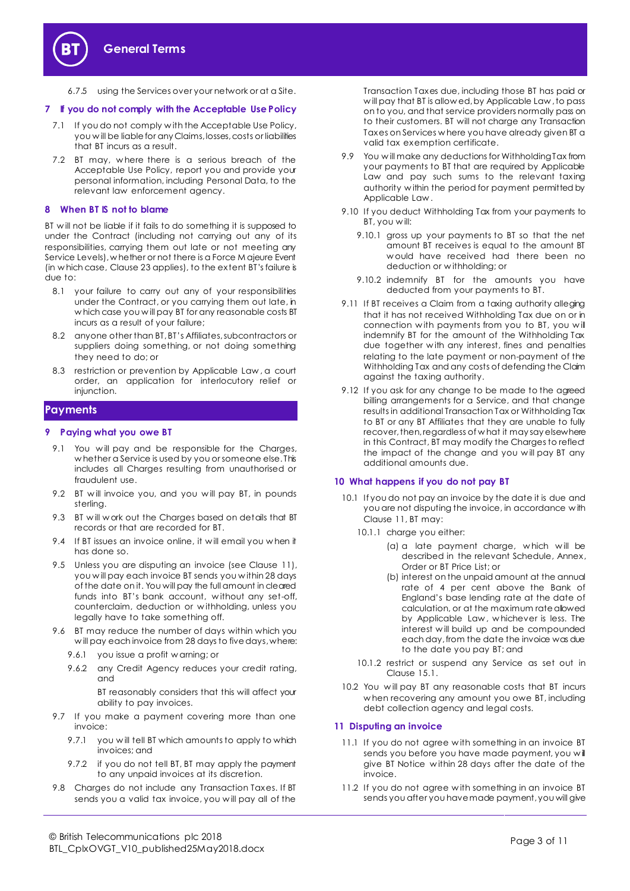6.7.5 using the Services over your network or at a Site.

## 7 If you do not comply with the Acceptable Use Policy

7.1 If you do not comply with the Acceptable Use Policy, you will be liable for any Claims, losses, costs or liabilities that BT incurs as a result.

7.2 BT may, where there is a serious breach of the Acceptable Use Policy, report you and provide your personal information, including Personal Data, to the relevant law enforcement agency.

## 8 When BT IS not to blame

BT will not be liable if it fails to do something it is supposed to under the Contract (including not carrying out any of its responsibilities, carrying them out late or not meeting any Service Levels), whether or not there is a Force Majeure Event (in which case, Clause 23 applies), to the extent BT's failure is due to:

8.1 your failure to carry out any of your responsibilities under the Contract, or you carrying them out late, in which case you will pay BT for any reasonable costs BT incurs as a result of your failure;

8.2 anyone other than BT, BT's Affiliates, subcontractors or suppliers doing something, or not doing something they need to do; or

8.3 restriction or prevention by Applicable Law, a court order, an application for interlocutory relief or injunction.

# Payments

## 9 Paying what you owe BT

9.1 You will pay and be responsible for the Charges, whether a Service is used by you or someone else. This includes all Charges resulting from unauthorised or fraudulent use.

9.2 BT will invoice you, and you will pay BT, in pounds sterling.

9.3 BT will work out the Charges based on details that BT records or that are recorded for BT.

9.4 If BT issues an invoice online, it will email you when it has done so.

9.5 Unless you are disputing an invoice (see Clause 11), you will pay each invoice BT sends you within 28 days of the date on it. You will pay the full amount in cleared funds into BT's bank account, without any set-off, counterclaim, deduction or withholding, unless you legally have to take something off.

9.6 BT may reduce the number of days within which you will pay each invoice from 28 days to five days, where:

9.6.1 you issue a profit warning; or

9.6.2 any Credit Agency reduces your credit rating, and

BT reasonably considers that this will affect your ability to pay invoices.

9.7 If you make a payment covering more than one invoice:

9.7.1 you will tell BT which amounts to apply to which invoices; and

9.7.2 if you do not tell BT, BT may apply the payment to any unpaid invoices at its discretion.

9.8 Charges do not include any Transaction Taxes. If BT sends you a valid tax invoice, you will pay all of the Transaction Taxes due, including those BT has paid or will pay that BT is allowed, by Applicable Law, to pass on to you, and that service providers normally pass on to their customers. BT will not charge any Transaction Taxes on Services where you have already given BT a valid tax exemption certificate.

9.9 You will make any deductions for Withholding Tax from your payments to BT that are required by Applicable Law and pay such sums to the relevant taxing authority within the period for payment permitted by Applicable Law.

9.10 If you deduct Withholding Tax from your payments to BT, you will:

9.10.1 gross up your payments to BT so that the net amount BT receives is equal to the amount BT would have received had there been no deduction or withholding; or

9.10.2 indemnify BT for the amounts you have deducted from your payments to BT.

9.11 If BT receives a Claim from a taxing authority alleging that it has not received Withholding Tax due on or in connection with payments from you to BT, you will indemnify BT for the amount of the Withholding Tax due together with any interest, fines and penalties relating to the late payment or non-payment of the Withholding Tax and any costs of defending the Claim against the taxing authority.

9.12 If you ask for any change to be made to the agreed billing arrangements for a Service, and that change results in additional Transaction Tax or Withholding Tax to BT or any BT Affiliates that they are unable to fully recover, then, regardless of what it may say elsewhere in this Contract, BT may modify the Charges to reflect the impact of the change and you will pay BT any additional amounts due.

## 10 What happens if you do not pay BT

10.1 If you do not pay an invoice by the date it is due and you are not disputing the invoice, in accordance with Clause 11, BT may:

10.1.1 charge you either:

(a) a late payment charge, which will be described in the relevant Schedule, Annex, Order or BT Price List; or

(b) interest on the unpaid amount at the annual rate of 4 per cent above the Bank of England's base lending rate at the date of calculation, or at the maximum rate allowed by Applicable Law, whichever is less. The interest will build up and be compounded each day, from the date the invoice was due to the date you pay BT; and

10.1.2 restrict or suspend any Service as set out in Clause 15.1.

10.2 You will pay BT any reasonable costs that BT incurs when recovering any amount you owe BT, including debt collection agency and legal costs.

## 11 Disputing an invoice

11.1 If you do not agree with something in an invoice BT sends you before you have made payment, you will give BT Notice within 28 days after the date of the invoice.

11.2 If you do not agree with something in an invoice BT sends you after you have made payment, you will give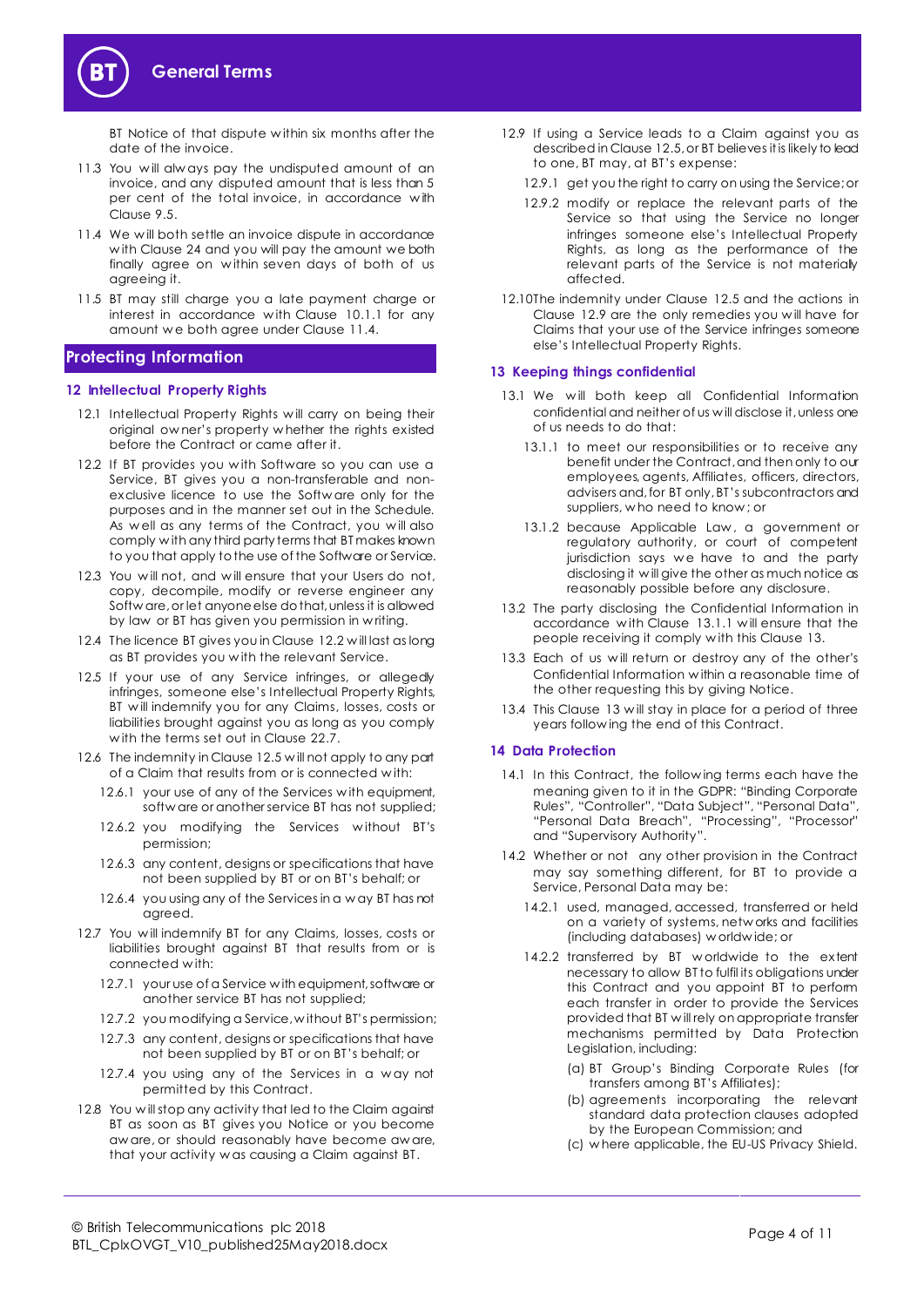BT Notice of that dispute within six months after the date of the invoice.

11.3 You will always pay the undisputed amount of an invoice, and any disputed amount that is less than 5 per cent of the total invoice, in accordance with Clause 9.5.

11.4 We will both settle an invoice dispute in accordance with Clause 24 and you will pay the amount we both finally agree on within seven days of both of us agreeing it.

11.5 BT may still charge you a late payment charge or interest in accordance with Clause 10.1.1 for any amount we both agree under Clause 11.4.

## Protecting Information

### 12 Intellectual Property Rights

12.1 Intellectual Property Rights will carry on being their original owner's property whether the rights existed before the Contract or came after it.

12.2 If BT provides you with Software so you can use a Service, BT gives you a non-transferable and non-exclusive licence to use the Software only for the purposes and in the manner set out in the Schedule. As well as any terms of the Contract, you will also comply with any third party terms that BT makes known to you that apply to the use of the Software or Service.

12.3 You will not, and will ensure that your Users do not, copy, decompile, modify or reverse engineer any Software, or let anyone else do that, unless it is allowed by law or BT has given you permission in writing.

12.4 The licence BT gives you in Clause 12.2 will last as long as BT provides you with the relevant Service.

12.5 If your use of any Service infringes, or allegedly infringes, someone else's Intellectual Property Rights, BT will indemnify you for any Claims, losses, costs or liabilities brought against you as long as you comply with the terms set out in Clause 22.7.

12.6 The indemnity in Clause 12.5 will not apply to any part of a Claim that results from or is connected with:

12.6.1 your use of any of the Services with equipment, software or another service BT has not supplied;

12.6.2 you modifying the Services without BT's permission;

12.6.3 any content, designs or specifications that have not been supplied by BT or on BT's behalf; or

12.6.4 you using any of the Services in a way BT has not agreed.

12.7 You will indemnify BT for any Claims, losses, costs or liabilities brought against BT that results from or is connected with:

12.7.1 your use of a Service with equipment, software or another service BT has not supplied;

12.7.2 you modifying a Service, without BT's permission;

12.7.3 any content, designs or specifications that have not been supplied by BT or on BT's behalf; or

12.7.4 you using any of the Services in a way not permitted by this Contract.

12.8 You will stop any activity that led to the Claim against BT as soon as BT gives you Notice or you become aware, or should reasonably have become aware, that your activity was causing a Claim against BT.

12.9 If using a Service leads to a Claim against you as described in Clause 12.5, or BT believes it is likely to lead to one, BT may, at BT's expense:

12.9.1 get you the right to carry on using the Service; or

12.9.2 modify or replace the relevant parts of the Service so that using the Service no longer infringes someone else's Intellectual Property Rights, as long as the performance of the relevant parts of the Service is not materially affected.

12.10 The indemnity under Clause 12.5 and the actions in Clause 12.9 are the only remedies you will have for Claims that your use of the Service infringes someone else's Intellectual Property Rights.

### 13 Keeping things confidential

13.1 We will both keep all Confidential Information confidential and neither of us will disclose it, unless one of us needs to do that:

13.1.1 to meet our responsibilities or to receive any benefit under the Contract, and then only to our employees, agents, Affiliates, officers, directors, advisers and, for BT only, BT's subcontractors and suppliers, who need to know; or

13.1.2 because Applicable Law, a government or regulatory authority, or court of competent jurisdiction says we have to and the party disclosing it will give the other as much notice as reasonably possible before any disclosure.

13.2 The party disclosing the Confidential Information in accordance with Clause 13.1.1 will ensure that the people receiving it comply with this Clause 13.

13.3 Each of us will return or destroy any of the other's Confidential Information within a reasonable time of the other requesting this by giving Notice.

13.4 This Clause 13 will stay in place for a period of three years following the end of this Contract.

### 14 Data Protection

14.1 In this Contract, the following terms each have the meaning given to it in the GDPR: "Binding Corporate Rules", "Controller", "Data Subject", "Personal Data", "Personal Data Breach", "Processing", "Processor" and "Supervisory Authority".

14.2 Whether or not any other provision in the Contract may say something different, for BT to provide a Service, Personal Data may be:

14.2.1 used, managed, accessed, transferred or held on a variety of systems, networks and facilities (including databases) worldwide; or

14.2.2 transferred by BT worldwide to the extent necessary to allow BT to fulfil its obligations under this Contract and you appoint BT to perform each transfer in order to provide the Services provided that BT will rely on appropriate transfer mechanisms permitted by Data Protection Legislation, including:

(a) BT Group's Binding Corporate Rules (for transfers among BT's Affiliates);

(b) agreements incorporating the relevant standard data protection clauses adopted by the European Commission; and

(c) where applicable, the EU-US Privacy Shield.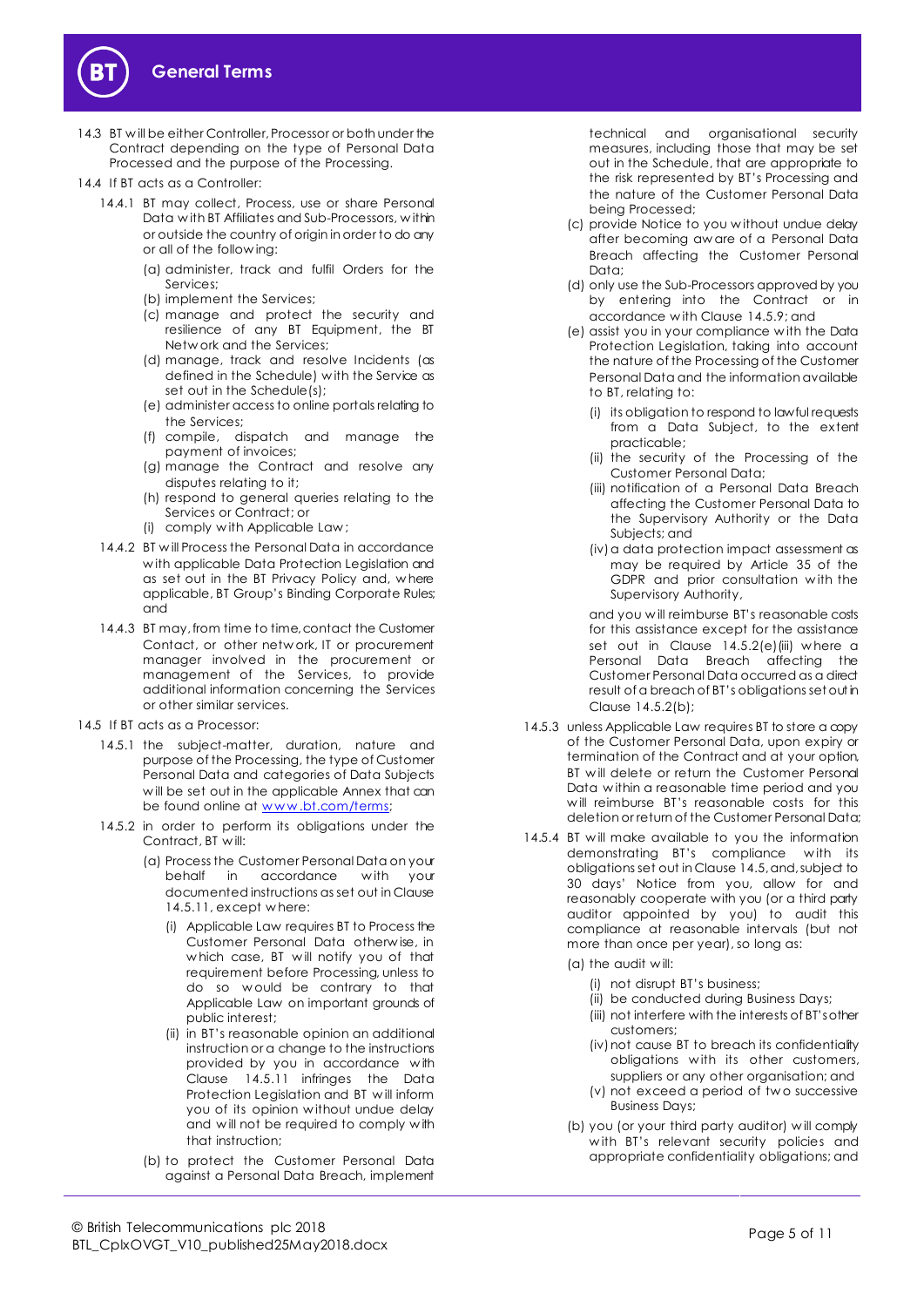14.3 BT will be either Controller, Processor or both under the Contract depending on the type of Personal Data Processed and the purpose of the Processing.

14.4 If BT acts as a Controller:

14.4.1 BT may collect, Process, use or share Personal Data with BT Affiliates and Sub-Processors, within or outside the country of origin in order to do any or all of the following:

(a) administer, track and fulfil Orders for the Services;

(b) implement the Services;

(c) manage and protect the security and resilience of any BT Equipment, the BT Network and the Services;

(d) manage, track and resolve Incidents (as defined in the Schedule) with the Service as set out in the Schedule(s);

(e) administer access to online portals relating to the Services;

(f) compile, dispatch and manage the payment of invoices;

(g) manage the Contract and resolve any disputes relating to it;

(h) respond to general queries relating to the Services or Contract; or

(i) comply with Applicable Law;

14.4.2 BT will Process the Personal Data in accordance with applicable Data Protection Legislation and as set out in the BT Privacy Policy and, where applicable, BT Group's Binding Corporate Rules; and

14.4.3 BT may, from time to time, contact the Customer Contact, or other network, IT or procurement manager involved in the procurement or management of the Services, to provide additional information concerning the Services or other similar services.

14.5 If BT acts as a Processor:

14.5.1 the subject-matter, duration, nature and purpose of the Processing, the type of Customer Personal Data and categories of Data Subjects will be set out in the applicable Annex that can be found online at [www.bt.com/terms](www.bt.com/terms);

14.5.2 in order to perform its obligations under the Contract, BT will:

(a) Process the Customer Personal Data on your behalf in accordance with your documented instructions as set out in Clause 14.5.11, except where:

(i) Applicable Law requires BT to Process the Customer Personal Data otherwise, in which case, BT will notify you of that requirement before Processing, unless to do so would be contrary to that Applicable Law on important grounds of public interest;

(ii) in BT's reasonable opinion an additional instruction or a change to the instructions provided by you in accordance with Clause 14.5.11 infringes the Data Protection Legislation and BT will inform you of its opinion without undue delay and will not be required to comply with that instruction;

(b) to protect the Customer Personal Data against a Personal Data Breach, implement technical and organisational security measures, including those that may be set out in the Schedule, that are appropriate to the risk represented by BT's Processing and the nature of the Customer Personal Data being Processed;

(c) provide Notice to you without undue delay after becoming aware of a Personal Data Breach affecting the Customer Personal Data;

(d) only use the Sub-Processors approved by you by entering into the Contract or in accordance with Clause 14.5.9; and

(e) assist you in your compliance with the Data Protection Legislation, taking into account the nature of the Processing of the Customer Personal Data and the information available to BT, relating to:

(i) its obligation to respond to lawful requests from a Data Subject, to the extent practicable;

(ii) the security of the Processing of the Customer Personal Data;

(iii) notification of a Personal Data Breach affecting the Customer Personal Data to the Supervisory Authority or the Data Subjects; and

(iv) a data protection impact assessment as may be required by Article 35 of the GDPR and prior consultation with the Supervisory Authority,

and you will reimburse BT's reasonable costs for this assistance except for the assistance set out in Clause 14.5.2(e)(iii) where a Personal Data Breach affecting the Customer Personal Data occurred as a direct result of a breach of BT's obligations set out in Clause 14.5.2(b);

14.5.3 unless Applicable Law requires BT to store a copy of the Customer Personal Data, upon expiry or termination of the Contract and at your option, BT will delete or return the Customer Personal Data within a reasonable time period and you will reimburse BT's reasonable costs for this deletion or return of the Customer Personal Data;

14.5.4 BT will make available to you the information demonstrating BT's compliance with its obligations set out in Clause 14.5, and, subject to 30 days' Notice from you, allow for and reasonably cooperate with you (or a third party auditor appointed by you) to audit this compliance at reasonable intervals (but not more than once per year), so long as:

(a) the audit will:

(i) not disrupt BT's business;

(ii) be conducted during Business Days;

(iii) not interfere with the interests of BT's other customers;

(iv) not cause BT to breach its confidentiality obligations with its other customers, suppliers or any other organisation; and

(v) not exceed a period of two successive Business Days;

(b) you (or your third party auditor) will comply with BT's relevant security policies and appropriate confidentiality obligations; and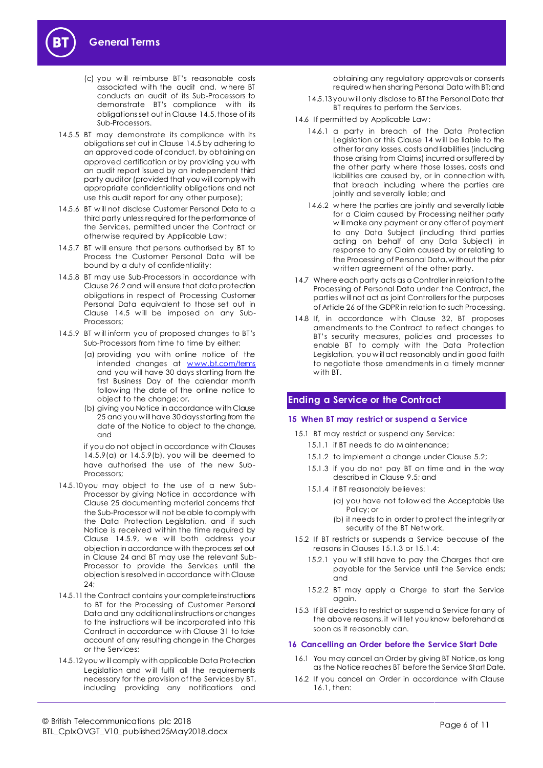(c) you will reimburse BT's reasonable costs associated with the audit and, where BT conducts an audit of its Sub-Processors to demonstrate BT's compliance with its obligations set out in Clause 14.5, those of its Sub-Processors.

14.5.5 BT may demonstrate its compliance with its obligations set out in Clause 14.5 by adhering to an approved code of conduct, by obtaining an approved certification or by providing you with an audit report issued by an independent third party auditor (provided that you will comply with appropriate confidentiality obligations and not use this audit report for any other purpose);

14.5.6 BT will not disclose Customer Personal Data to a third party unless required for the performance of the Services, permitted under the Contract or otherwise required by Applicable Law;

14.5.7 BT will ensure that persons authorised by BT to Process the Customer Personal Data will be bound by a duty of confidentiality;

14.5.8 BT may use Sub-Processors in accordance with Clause 26.2 and will ensure that data protection obligations in respect of Processing Customer Personal Data equivalent to those set out in Clause 14.5 will be imposed on any Sub-Processors;

14.5.9 BT will inform you of proposed changes to BT's Sub-Processors from time to time by either:

(a) providing you with online notice of the intended changes at [www.bt.com/terms](www.bt.com/terms) and you will have 30 days starting from the first Business Day of the calendar month following the date of the online notice to object to the change; or,

(b) giving you Notice in accordance with Clause 25 and you will have 30 days starting from the date of the Notice to object to the change, and

if you do not object in accordance with Clauses 14.5.9(a) or 14.5.9(b), you will be deemed to have authorised the use of the new Sub-Processors;

14.5.10 you may object to the use of a new Sub-Processor by giving Notice in accordance with Clause 25 documenting material concerns that the Sub-Processor will not be able to comply with the Data Protection Legislation, and if such Notice is received within the time required by Clause 14.5.9, we will both address your objection in accordance with the process set out in Clause 24 and BT may use the relevant Sub-Processor to provide the Services until the objection is resolved in accordance with Clause 24;

14.5.11 the Contract contains your complete instructions to BT for the Processing of Customer Personal Data and any additional instructions or changes to the instructions will be incorporated into this Contract in accordance with Clause 31 to take account of any resulting change in the Charges or the Services;

14.5.12 you will comply with applicable Data Protection Legislation and will fulfil all the requirements necessary for the provision of the Services by BT, including providing any notifications and obtaining any regulatory approvals or consents required when sharing Personal Data with BT; and

14.5.13 you will only disclose to BT the Personal Data that BT requires to perform the Services.

14.6 If permitted by Applicable Law:

14.6.1 a party in breach of the Data Protection Legislation or this Clause 14 will be liable to the other for any losses, costs and liabilities (including those arising from Claims) incurred or suffered by the other party where those losses, costs and liabilities are caused by, or in connection with, that breach including where the parties are jointly and severally liable; and

14.6.2 where the parties are jointly and severally liable for a Claim caused by Processing neither party will make any payment or any offer of payment to any Data Subject (including third parties acting on behalf of any Data Subject) in response to any Claim caused by or relating to the Processing of Personal Data, without the prior written agreement of the other party.

14.7 Where each party acts as a Controller in relation to the Processing of Personal Data under the Contract, the parties will not act as joint Controllers for the purposes of Article 26 of the GDPR in relation to such Processing.

14.8 If, in accordance with Clause 32, BT proposes amendments to the Contract to reflect changes to BT's security measures, policies and processes to enable BT to comply with the Data Protection Legislation, you will act reasonably and in good faith to negotiate those amendments in a timely manner with BT.

## Ending a Service or the Contract

### 15 When BT may restrict or suspend a Service

15.1 BT may restrict or suspend any Service:

15.1.1 if BT needs to do Maintenance;

15.1.2 to implement a change under Clause 5.2;

15.1.3 if you do not pay BT on time and in the way described in Clause 9.5; and

15.1.4 if BT reasonably believes:

(a) you have not followed the Acceptable Use Policy; or

(b) it needs to in order to protect the integrity or security of the BT Network.

15.2 If BT restricts or suspends a Service because of the reasons in Clauses 15.1.3 or 15.1.4:

15.2.1 you will still have to pay the Charges that are payable for the Service until the Service ends; and

15.2.2 BT may apply a Charge to start the Service again.

15.3 If BT decides to restrict or suspend a Service for any of the above reasons, it will let you know beforehand as soon as it reasonably can.

### 16 Cancelling an Order before the Service Start Date

16.1 You may cancel an Order by giving BT Notice, as long as the Notice reaches BT before the Service Start Date.

16.2 If you cancel an Order in accordance with Clause 16.1, then: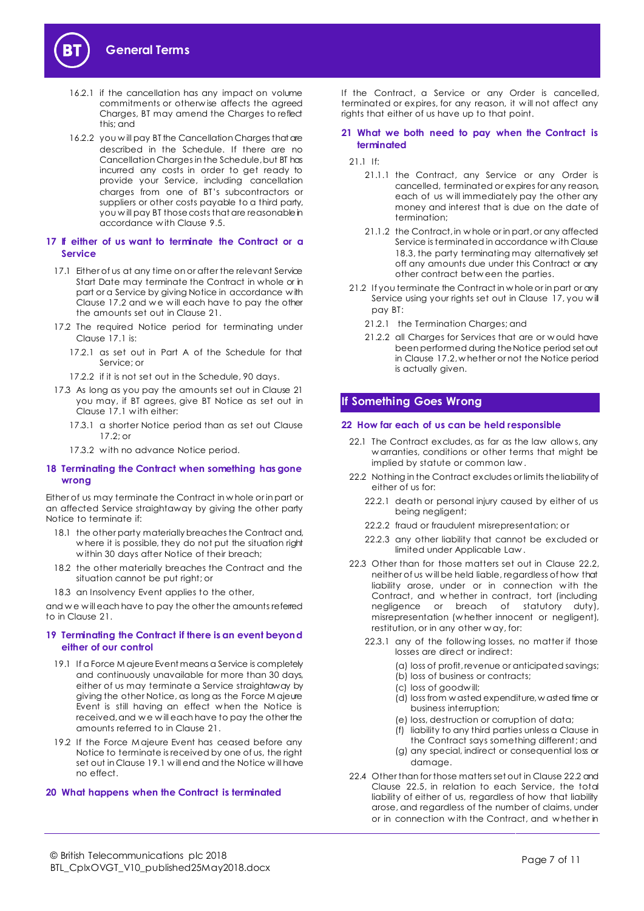16.2.1 if the cancellation has any impact on volume commitments or otherwise affects the agreed Charges, BT may amend the Charges to reflect this; and

16.2.2 you will pay BT the Cancellation Charges that are described in the Schedule. If there are no Cancellation Charges in the Schedule, but BT has incurred any costs in order to get ready to provide your Service, including cancellation charges from one of BT's subcontractors or suppliers or other costs payable to a third party, you will pay BT those costs that are reasonable in accordance with Clause 9.5.

## 17 If either of us want to terminate the Contract or a Service

17.1 Either of us at any time on or after the relevant Service Start Date may terminate the Contract in whole or in part or a Service by giving Notice in accordance with Clause 17.2 and we will each have to pay the other the amounts set out in Clause 21.

17.2 The required Notice period for terminating under Clause 17.1 is:

17.2.1 as set out in Part A of the Schedule for that Service; or

17.2.2 if it is not set out in the Schedule, 90 days.

17.3 As long as you pay the amounts set out in Clause 21 you may, if BT agrees, give BT Notice as set out in Clause 17.1 with either:

17.3.1 a shorter Notice period than as set out Clause 17.2; or

17.3.2 with no advance Notice period.

## 18 Terminating the Contract when something has gone wrong

Either of us may terminate the Contract in whole or in part or an affected Service straightaway by giving the other party Notice to terminate if:

18.1 the other party materially breaches the Contract and, where it is possible, they do not put the situation right within 30 days after Notice of their breach;

18.2 the other materially breaches the Contract and the situation cannot be put right; or

18.3 an Insolvency Event applies to the other,

and we will each have to pay the other the amounts referred to in Clause 21.

## 19 Terminating the Contract if there is an event beyond either of our control

19.1 If a Force Majeure Event means a Service is completely and continuously unavailable for more than 30 days, either of us may terminate a Service straightaway by giving the other Notice, as long as the Force Majeure Event is still having an effect when the Notice is received, and we will each have to pay the other the amounts referred to in Clause 21.

19.2 If the Force Majeure Event has ceased before any Notice to terminate is received by one of us, the right set out in Clause 19.1 will end and the Notice will have no effect.

## 20 What happens when the Contract is terminated

If the Contract, a Service or any Order is cancelled, terminated or expires, for any reason, it will not affect any rights that either of us have up to that point.

## 21 What we both need to pay when the Contract is terminated

21.1 If:

21.1.1 the Contract, any Service or any Order is cancelled, terminated or expires for any reason, each of us will immediately pay the other any money and interest that is due on the date of termination;

21.1.2 the Contract, in whole or in part, or any affected Service is terminated in accordance with Clause 18.3, the party terminating may alternatively set off any amounts due under this Contract or any other contract between the parties.

21.2 If you terminate the Contract in whole or in part or any Service using your rights set out in Clause 17, you will pay BT:

21.2.1 the Termination Charges; and

21.2.2 all Charges for Services that are or would have been performed during the Notice period set out in Clause 17.2, whether or not the Notice period is actually given.

# If Something Goes Wrong

## 22 How far each of us can be held responsible

22.1 The Contract excludes, as far as the law allows, any warranties, conditions or other terms that might be implied by statute or common law.

22.2 Nothing in the Contract excludes or limits the liability of either of us for:

22.2.1 death or personal injury caused by either of us being negligent;

22.2.2 fraud or fraudulent misrepresentation; or

22.2.3 any other liability that cannot be excluded or limited under Applicable Law.

22.3 Other than for those matters set out in Clause 22.2, neither of us will be held liable, regardless of how that liability arose, under or in connection with the Contract, and whether in contract, tort (including negligence or breach of statutory duty), misrepresentation (whether innocent or negligent), restitution, or in any other way, for:

22.3.1 any of the following losses, no matter if those losses are direct or indirect:

(a) loss of profit, revenue or anticipated savings;
(b) loss of business or contracts;
(c) loss of goodwill;
(d) loss from wasted expenditure, wasted time or business interruption;
(e) loss, destruction or corruption of data;
(f) liability to any third parties unless a Clause in the Contract says something different; and
(g) any special, indirect or consequential loss or damage.

22.4 Other than for those matters set out in Clause 22.2 and Clause 22.5, in relation to each Service, the total liability of either of us, regardless of how that liability arose, and regardless of the number of claims, under or in connection with the Contract, and whether in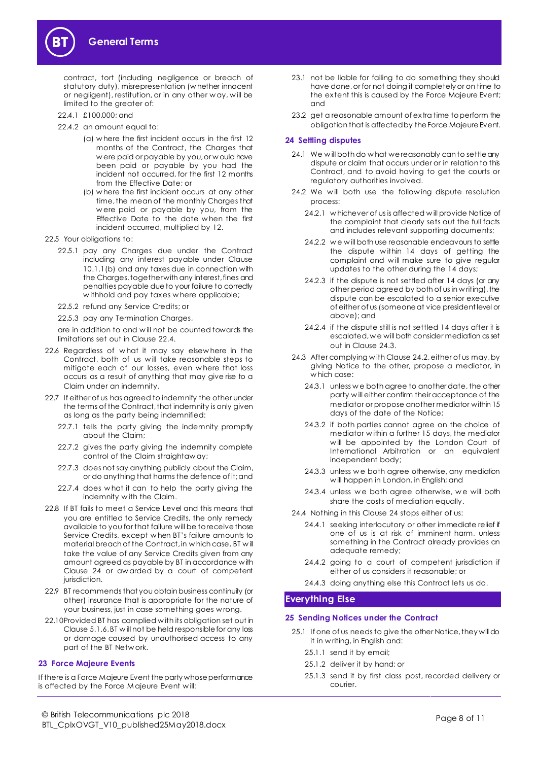contract, tort (including negligence or breach of statutory duty), misrepresentation (whether innocent or negligent), restitution, or in any other way, will be limited to the greater of:

22.4.1 £100,000; and

22.4.2 an amount equal to:

(a) where the first incident occurs in the first 12 months of the Contract, the Charges that were paid or payable by you, or would have been paid or payable by you had the incident not occurred, for the first 12 months from the Effective Date; or

(b) where the first incident occurs at any other time, the mean of the monthly Charges that were paid or payable by you, from the Effective Date to the date when the first incident occurred, multiplied by 12.

22.5 Your obligations to:

22.5.1 pay any Charges due under the Contract including any interest payable under Clause 10.1.1(b) and any taxes due in connection with the Charges, together with any interest, fines and penalties payable due to your failure to correctly withhold and pay taxes where applicable;

22.5.2 refund any Service Credits; or

22.5.3 pay any Termination Charges,

are in addition to and will not be counted towards the limitations set out in Clause 22.4.

22.6 Regardless of what it may say elsewhere in the Contract, both of us will take reasonable steps to mitigate each of our losses, even where that loss occurs as a result of anything that may give rise to a Claim under an indemnity.

22.7 If either of us has agreed to indemnify the other under the terms of the Contract, that indemnity is only given as long as the party being indemnified:

22.7.1 tells the party giving the indemnity promptly about the Claim;

22.7.2 gives the party giving the indemnity complete control of the Claim straightaway;

22.7.3 does not say anything publicly about the Claim, or do anything that harms the defence of it; and

22.7.4 does what it can to help the party giving the indemnity with the Claim.

22.8 If BT fails to meet a Service Level and this means that you are entitled to Service Credits, the only remedy available to you for that failure will be to receive those Service Credits, except when BT's failure amounts to material breach of the Contract, in which case, BT will take the value of any Service Credits given from any amount agreed as payable by BT in accordance with Clause 24 or awarded by a court of competent jurisdiction.

22.9 BT recommends that you obtain business continuity (or other) insurance that is appropriate for the nature of your business, just in case something goes wrong.

22.10 Provided BT has complied with its obligation set out in Clause 5.1.6, BT will not be held responsible for any loss or damage caused by unauthorised access to any part of the BT Network.

### 23 Force Majeure Events

If there is a Force Majeure Event the party whose performance is affected by the Force Majeure Event will:

23.1 not be liable for failing to do something they should have done, or for not doing it completely or on time to the extent this is caused by the Force Majeure Event; and

23.2 get a reasonable amount of extra time to perform the obligation that is affected by the Force Majeure Event.

### 24 Settling disputes

24.1 We will both do what we reasonably can to settle any dispute or claim that occurs under or in relation to this Contract, and to avoid having to get the courts or regulatory authorities involved.

24.2 We will both use the following dispute resolution process:

24.2.1 whichever of us is affected will provide Notice of the complaint that clearly sets out the full facts and includes relevant supporting documents;

24.2.2 we will both use reasonable endeavours to settle the dispute within 14 days of getting the complaint and will make sure to give regular updates to the other during the 14 days;

24.2.3 if the dispute is not settled after 14 days (or any other period agreed by both of us in writing), the dispute can be escalated to a senior executive of either of us (someone at vice president level or above); and

24.2.4 if the dispute still is not settled 14 days after it is escalated, we will both consider mediation as set out in Clause 24.3.

24.3 After complying with Clause 24.2, either of us may, by giving Notice to the other, propose a mediator, in which case:

24.3.1 unless we both agree to another date, the other party will either confirm their acceptance of the mediator or propose another mediator within 15 days of the date of the Notice;

24.3.2 if both parties cannot agree on the choice of mediator within a further 15 days, the mediator will be appointed by the London Court of International Arbitration or an equivalent independent body;

24.3.3 unless we both agree otherwise, any mediation will happen in London, in English; and

24.3.4 unless we both agree otherwise, we will both share the costs of mediation equally.

24.4 Nothing in this Clause 24 stops either of us:

24.4.1 seeking interlocutory or other immediate relief if one of us is at risk of imminent harm, unless something in the Contract already provides an adequate remedy;

24.4.2 going to a court of competent jurisdiction if either of us considers it reasonable; or

24.4.3 doing anything else this Contract lets us do.

## Everything Else

### 25 Sending Notices under the Contract

25.1 If one of us needs to give the other Notice, they will do it in writing, in English and:

25.1.1 send it by email;

25.1.2 deliver it by hand; or

25.1.3 send it by first class post, recorded delivery or courier.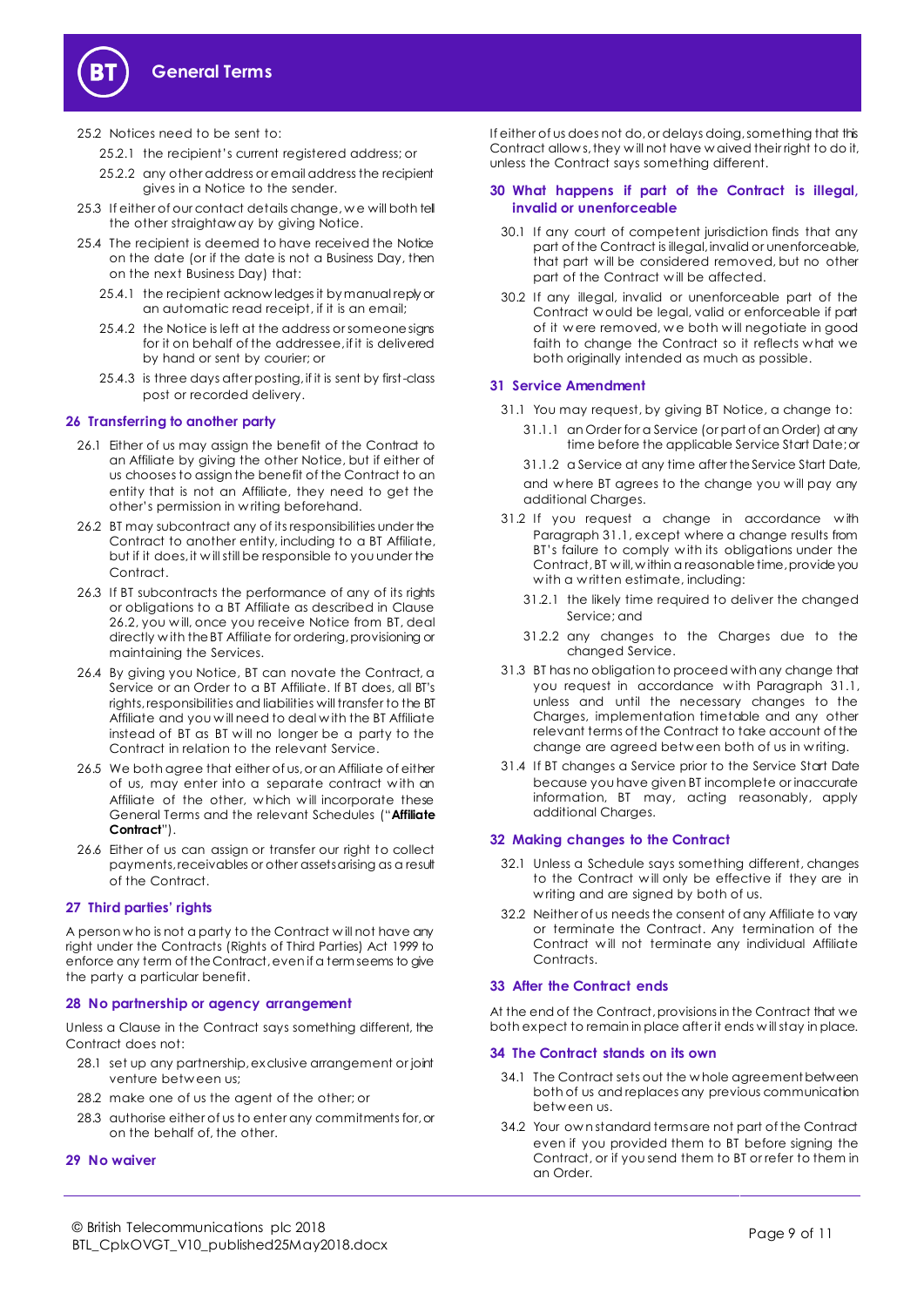25.2 Notices need to be sent to:

25.2.1 the recipient's current registered address; or

25.2.2 any other address or email address the recipient gives in a Notice to the sender.

25.3 If either of our contact details change, we will both tell the other straightaway by giving Notice.

25.4 The recipient is deemed to have received the Notice on the date (or if the date is not a Business Day, then on the next Business Day) that:

25.4.1 the recipient acknowledges it by manual reply or an automatic read receipt, if it is an email;

25.4.2 the Notice is left at the address or someone signs for it on behalf of the addressee, if it is delivered by hand or sent by courier; or

25.4.3 is three days after posting, if it is sent by first-class post or recorded delivery.

## 26 Transferring to another party

26.1 Either of us may assign the benefit of the Contract to an Affiliate by giving the other Notice, but if either of us chooses to assign the benefit of the Contract to an entity that is not an Affiliate, they need to get the other's permission in writing beforehand.

26.2 BT may subcontract any of its responsibilities under the Contract to another entity, including to a BT Affiliate, but if it does, it will still be responsible to you under the Contract.

26.3 If BT subcontracts the performance of any of its rights or obligations to a BT Affiliate as described in Clause 26.2, you will, once you receive Notice from BT, deal directly with the BT Affiliate for ordering, provisioning or maintaining the Services.

26.4 By giving you Notice, BT can novate the Contract, a Service or an Order to a BT Affiliate. If BT does, all BT's rights, responsibilities and liabilities will transfer to the BT Affiliate and you will need to deal with the BT Affiliate instead of BT as BT will no longer be a party to the Contract in relation to the relevant Service.

26.5 We both agree that either of us, or an Affiliate of either of us, may enter into a separate contract with an Affiliate of the other, which will incorporate these General Terms and the relevant Schedules ("**Affiliate Contract**").

26.6 Either of us can assign or transfer our right to collect payments, receivables or other assets arising as a result of the Contract.

## 27 Third parties' rights

A person who is not a party to the Contract will not have any right under the Contracts (Rights of Third Parties) Act 1999 to enforce any term of the Contract, even if a term seems to give the party a particular benefit.

## 28 No partnership or agency arrangement

Unless a Clause in the Contract says something different, the Contract does not:

28.1 set up any partnership, exclusive arrangement or joint venture between us;

28.2 make one of us the agent of the other; or

28.3 authorise either of us to enter any commitments for, or on the behalf of, the other.

## 29 No waiver

If either of us does not do, or delays doing, something that this Contract allows, they will not have waived their right to do it, unless the Contract says something different.

## 30 What happens if part of the Contract is illegal, invalid or unenforceable

30.1 If any court of competent jurisdiction finds that any part of the Contract is illegal, invalid or unenforceable, that part will be considered removed, but no other part of the Contract will be affected.

30.2 If any illegal, invalid or unenforceable part of the Contract would be legal, valid or enforceable if part of it were removed, we both will negotiate in good faith to change the Contract so it reflects what we both originally intended as much as possible.

## 31 Service Amendment

31.1 You may request, by giving BT Notice, a change to:

31.1.1 an Order for a Service (or part of an Order) at any time before the applicable Service Start Date; or

31.1.2 a Service at any time after the Service Start Date,

and where BT agrees to the change you will pay any additional Charges.

31.2 If you request a change in accordance with Paragraph 31.1, except where a change results from BT's failure to comply with its obligations under the Contract, BT will, within a reasonable time, provide you with a written estimate, including:

31.2.1 the likely time required to deliver the changed Service; and

31.2.2 any changes to the Charges due to the changed Service.

31.3 BT has no obligation to proceed with any change that you request in accordance with Paragraph 31.1, unless and until the necessary changes to the Charges, implementation timetable and any other relevant terms of the Contract to take account of the change are agreed between both of us in writing.

31.4 If BT changes a Service prior to the Service Start Date because you have given BT incomplete or inaccurate information, BT may, acting reasonably, apply additional Charges.

## 32 Making changes to the Contract

32.1 Unless a Schedule says something different, changes to the Contract will only be effective if they are in writing and are signed by both of us.

32.2 Neither of us needs the consent of any Affiliate to vary or terminate the Contract. Any termination of the Contract will not terminate any individual Affiliate Contracts.

## 33 After the Contract ends

At the end of the Contract, provisions in the Contract that we both expect to remain in place after it ends will stay in place.

## 34 The Contract stands on its own

34.1 The Contract sets out the whole agreement between both of us and replaces any previous communication between us.

34.2 Your own standard terms are not part of the Contract even if you provided them to BT before signing the Contract, or if you send them to BT or refer to them in an Order.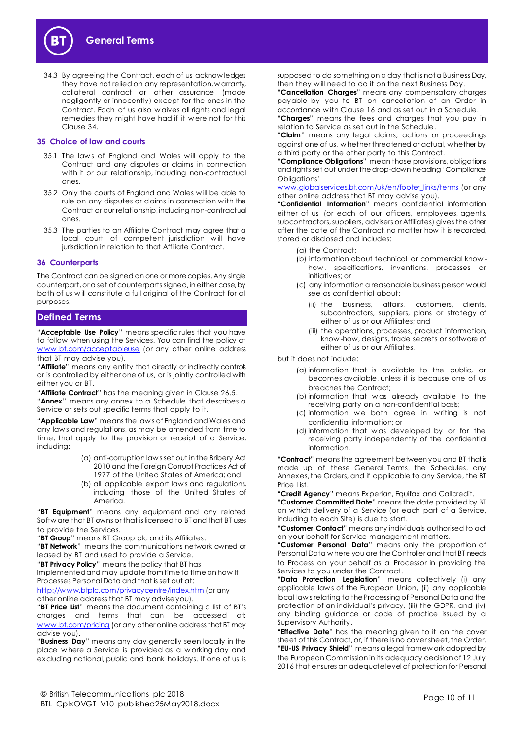34.3 By agreeing the Contract, each of us acknowledges they have not relied on any representation, warranty, collateral contract or other assurance (made negligently or innocently) except for the ones in the Contract. Each of us also waives all rights and legal remedies they might have had if it were not for this Clause 34.

## 35 Choice of law and courts

35.1 The laws of England and Wales will apply to the Contract and any disputes or claims in connection with it or our relationship, including non-contractual ones.

35.2 Only the courts of England and Wales will be able to rule on any disputes or claims in connection with the Contract or our relationship, including non-contractual ones.

35.3 The parties to an Affiliate Contract may agree that a local court of competent jurisdiction will have jurisdiction in relation to that Affiliate Contract.

## 36 Counterparts

The Contract can be signed on one or more copies. Any single counterpart, or a set of counterparts signed, in either case, by both of us will constitute a full original of the Contract for all purposes.

# Defined Terms

"**Acceptable Use Policy**" means specific rules that you have to follow when using the Services. You can find the policy at www.bt.com/acceptableuse (or any other online address that BT may advise you).

"**Affiliate**" means any entity that directly or indirectly controls or is controlled by either one of us, or is jointly controlled with either you or BT.

"**Affiliate Contract**" has the meaning given in Clause 26.5.

"**Annex**" means any annex to a Schedule that describes a Service or sets out specific terms that apply to it.

"**Applicable Law**" means the laws of England and Wales and any laws and regulations, as may be amended from time to time, that apply to the provision or receipt of a Service, including:

(a) anti-corruption laws set out in the Bribery Act 2010 and the Foreign Corrupt Practices Act of 1977 of the United States of America; and

(b) all applicable export laws and regulations, including those of the United States of America.

"**BT Equipment**" means any equipment and any related Software that BT owns or that is licensed to BT and that BT uses to provide the Services.

"**BT Group**" means BT Group plc and its Affiliates.

"**BT Network**" means the communications network owned or leased by BT and used to provide a Service.

"**BT Privacy Policy**" means the policy that BT has implemented and may update from time to time on how it Processes Personal Data and that is set out at: http://www.btplc.com/privacycentre/index.htm (or any other online address that BT may advise you).

"**BT Price List**" means the document containing a list of BT's charges and terms that can be accessed at: www.bt.com/pricing (or any other online address that BT may advise you).

"**Business Day**" means any day generally seen locally in the place where a Service is provided as a working day and excluding national, public and bank holidays. If one of us is supposed to do something on a day that is not a Business Day, then they will need to do it on the next Business Day.

"**Cancellation Charges**" means any compensatory charges payable by you to BT on cancellation of an Order in accordance with Clause 16 and as set out in a Schedule.

"**Charges**" means the fees and charges that you pay in relation to Service as set out in the Schedule.

"**Claim**" means any legal claims, actions or proceedings against one of us, whether threatened or actual, whether by a third party or the other party to this Contract.

"**Compliance Obligations**" mean those provisions, obligations and rights set out under the drop-down heading 'Compliance Obligations' at www.globalservices.bt.com/uk/en/footer_links/terms (or any other online address that BT may advise you).

"**Confidential Information**" means confidential information either of us (or each of our officers, employees, agents, subcontractors, suppliers, advisers or Affiliates) gives the other after the date of the Contract, no matter how it is recorded, stored or disclosed and includes:

(a) the Contract;

(b) information about technical or commercial know-how, specifications, inventions, processes or initiatives; or

(c) any information a reasonable business person would see as confidential about:

(ii) the business, affairs, customers, clients, subcontractors, suppliers, plans or strategy of either of us or our Affiliates; and

(iii) the operations, processes, product information, know-how, designs, trade secrets or software of either of us or our Affiliates,

but it does not include:

(a) information that is available to the public, or becomes available, unless it is because one of us breaches the Contract;

(b) information that was already available to the receiving party on a non-confidential basis;

(c) information we both agree in writing is not confidential information; or

(d) information that was developed by or for the receiving party independently of the confidential information.

"**Contract**" means the agreement between you and BT that is made up of these General Terms, the Schedules, any Annexes, the Orders, and if applicable to any Service, the BT Price List.

"**Credit Agency**" means Experian, Equifax and Callcredit.

"**Customer Committed Date**" means the date provided by BT on which delivery of a Service (or each part of a Service, including to each Site) is due to start.

"**Customer Contact**" means any individuals authorised to act on your behalf for Service management matters.

"**Customer Personal Data**" means only the proportion of Personal Data where you are the Controller and that BT needs to Process on your behalf as a Processor in providing the Services to you under the Contract.

"**Data Protection Legislation**" means collectively (i) any applicable laws of the European Union, (ii) any applicable local laws relating to the Processing of Personal Data and the protection of an individual's privacy, (iii) the GDPR, and (iv) any binding guidance or code of practice issued by a Supervisory Authority.

"**Effective Date**" has the meaning given to it on the cover sheet of this Contract, or, if there is no cover sheet, the Order.

"**EU-US Privacy Shield**" means a legal framework adopted by the European Commission in its adequacy decision of 12 July 2016 that ensures an adequate level of protection for Personal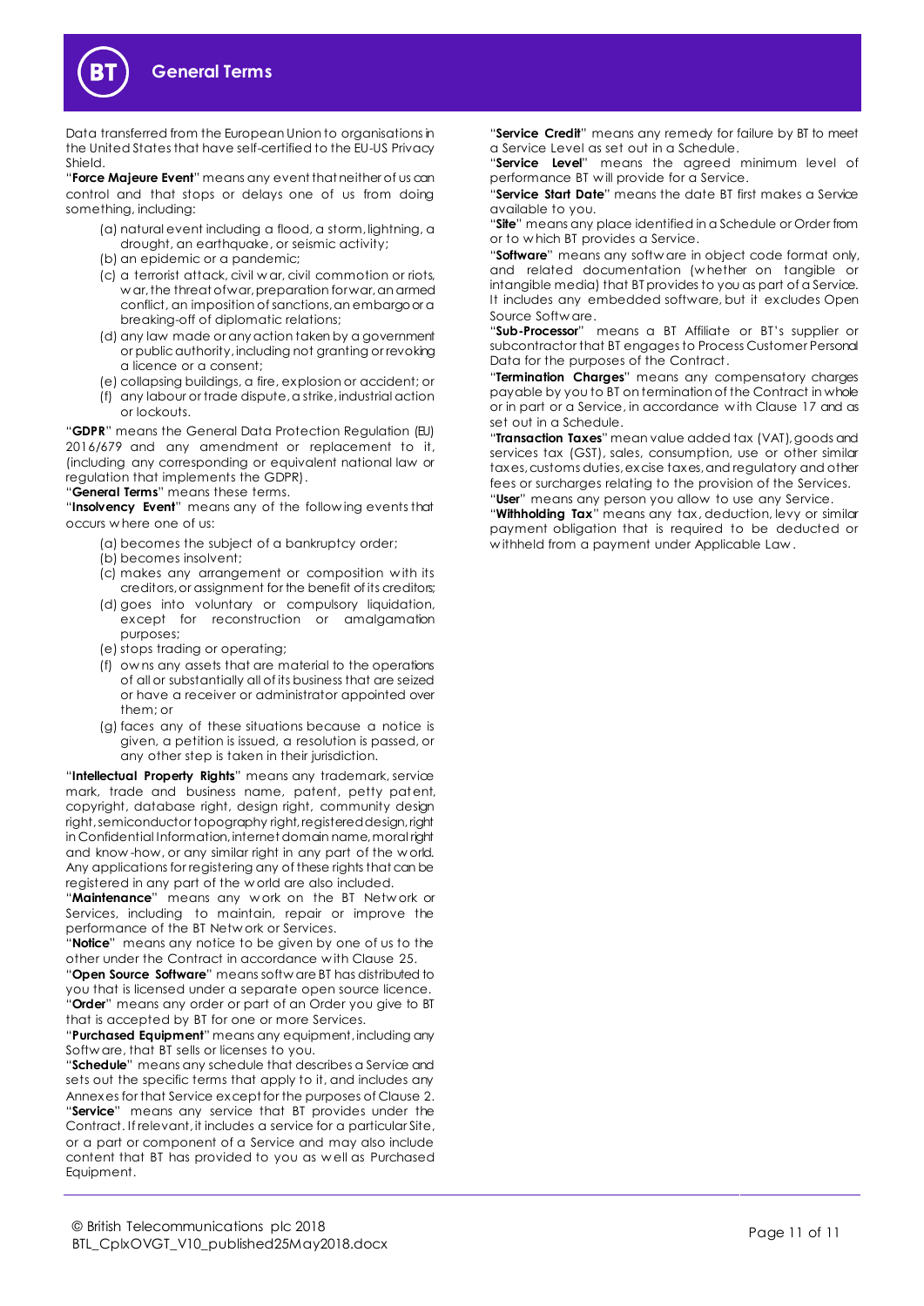Data transferred from the European Union to organisations in the United States that have self-certified to the EU-US Privacy Shield.

"**Force Majeure Event**" means any event that neither of us can control and that stops or delays one of us from doing something, including:

(a) natural event including a flood, a storm, lightning, a drought, an earthquake, or seismic activity;
(b) an epidemic or a pandemic;
(c) a terrorist attack, civil war, civil commotion or riots, war, the threat of war, preparation for war, an armed conflict, an imposition of sanctions, an embargo or a breaking-off of diplomatic relations;
(d) any law made or any action taken by a government or public authority, including not granting or revoking a licence or a consent;
(e) collapsing buildings, a fire, explosion or accident; or
(f) any labour or trade dispute, a strike, industrial action or lockouts.

"**GDPR**" means the General Data Protection Regulation (EU) 2016/679 and any amendment or replacement to it, (including any corresponding or equivalent national law or regulation that implements the GDPR).

"**General Terms**" means these terms.

"**Insolvency Event**" means any of the following events that occurs where one of us:

(a) becomes the subject of a bankruptcy order;
(b) becomes insolvent;
(c) makes any arrangement or composition with its creditors, or assignment for the benefit of its creditors;
(d) goes into voluntary or compulsory liquidation, except for reconstruction or amalgamation purposes;
(e) stops trading or operating;
(f) owns any assets that are material to the operations of all or substantially all of its business that are seized or have a receiver or administrator appointed over them; or
(g) faces any of these situations because a notice is given, a petition is issued, a resolution is passed, or any other step is taken in their jurisdiction.

"**Intellectual Property Rights**" means any trademark, service mark, trade and business name, patent, petty patent, copyright, database right, design right, community design right, semiconductor topography right, registered design, right in Confidential Information, internet domain name, moral right and know-how, or any similar right in any part of the world. Any applications for registering any of these rights that can be registered in any part of the world are also included.

"**Maintenance**" means any work on the BT Network or Services, including to maintain, repair or improve the performance of the BT Network or Services.

"**Notice**" means any notice to be given by one of us to the other under the Contract in accordance with Clause 25.

"**Open Source Software**" means software BT has distributed to you that is licensed under a separate open source licence.

"**Order**" means any order or part of an Order you give to BT that is accepted by BT for one or more Services.

"**Purchased Equipment**" means any equipment, including any Software, that BT sells or licenses to you.

"**Schedule**" means any schedule that describes a Service and sets out the specific terms that apply to it, and includes any Annexes for that Service except for the purposes of Clause 2.

"**Service**" means any service that BT provides under the Contract. If relevant, it includes a service for a particular Site, or a part or component of a Service and may also include content that BT has provided to you as well as Purchased Equipment.

"**Service Credit**" means any remedy for failure by BT to meet a Service Level as set out in a Schedule.

"**Service Level**" means the agreed minimum level of performance BT will provide for a Service.

"**Service Start Date**" means the date BT first makes a Service available to you.

"**Site**" means any place identified in a Schedule or Order from or to which BT provides a Service.

"**Software**" means any software in object code format only, and related documentation (whether on tangible or intangible media) that BT provides to you as part of a Service. It includes any embedded software, but it excludes Open Source Software.

"**Sub-Processor**" means a BT Affiliate or BT's supplier or subcontractor that BT engages to Process Customer Personal Data for the purposes of the Contract.

"**Termination Charges**" means any compensatory charges payable by you to BT on termination of the Contract in whole or in part or a Service, in accordance with Clause 17 and as set out in a Schedule.

"**Transaction Taxes**" mean value added tax (VAT), goods and services tax (GST), sales, consumption, use or other similar taxes, customs duties, excise taxes, and regulatory and other fees or surcharges relating to the provision of the Services.

"**User**" means any person you allow to use any Service.

"**Withholding Tax**" means any tax, deduction, levy or similar payment obligation that is required to be deducted or withheld from a payment under Applicable Law.